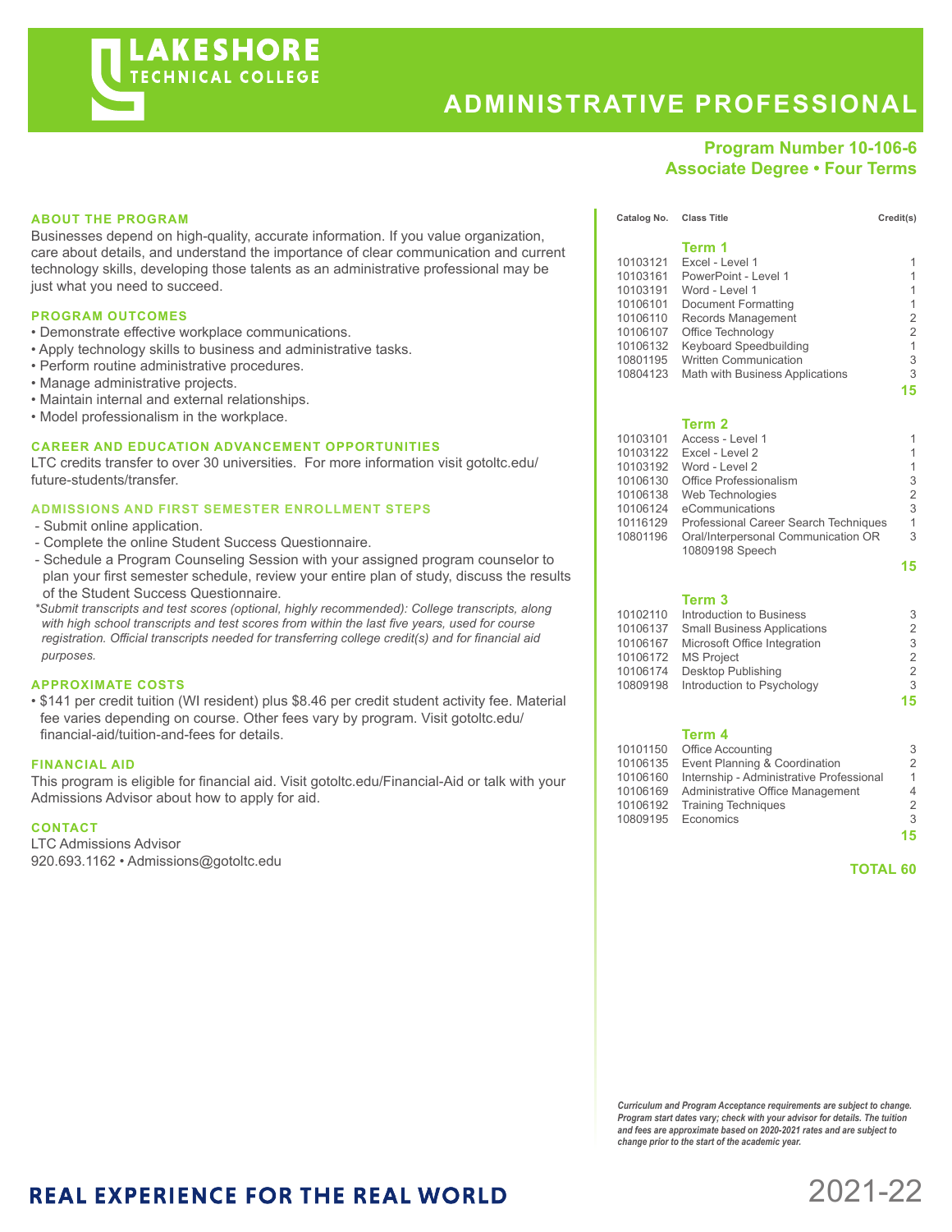# LAKESHORE TECHNICAL COLLEGE

# ADMINISTRATIVE PROFESSIONAL

**Program Number 10-106-6**
**Associate Degree • Four Terms**

## ABOUT THE PROGRAM

Businesses depend on high-quality, accurate information. If you value organization, care about details, and understand the importance of clear communication and current technology skills, developing those talents as an administrative professional may be just what you need to succeed.

## PROGRAM OUTCOMES

- Demonstrate effective workplace communications.
- Apply technology skills to business and administrative tasks.
- Perform routine administrative procedures.
- Manage administrative projects.
- Maintain internal and external relationships.
- Model professionalism in the workplace.

## CAREER AND EDUCATION ADVANCEMENT OPPORTUNITIES

LTC credits transfer to over 30 universities. For more information visit gotoltc.edu/future-students/transfer.

## ADMISSIONS AND FIRST SEMESTER ENROLLMENT STEPS

- Submit online application.
- Complete the online Student Success Questionnaire.
- Schedule a Program Counseling Session with your assigned program counselor to plan your first semester schedule, review your entire plan of study, discuss the results of the Student Success Questionnaire.

*\*Submit transcripts and test scores (optional, highly recommended): College transcripts, along with high school transcripts and test scores from within the last five years, used for course registration. Official transcripts needed for transferring college credit(s) and for financial aid purposes.*

## APPROXIMATE COSTS

- $141 per credit tuition (WI resident) plus $8.46 per credit student activity fee. Material fee varies depending on course. Other fees vary by program. Visit gotoltc.edu/financial-aid/tuition-and-fees for details.

## FINANCIAL AID

This program is eligible for financial aid. Visit gotoltc.edu/Financial-Aid or talk with your Admissions Advisor about how to apply for aid.

## CONTACT

LTC Admissions Advisor
920.693.1162 • Admissions@gotoltc.edu

| Catalog No. | Class Title | Credit(s) |
|---|---|---|
| | **Term 1** | |
| 10103121 | Excel - Level 1 | 1 |
| 10103161 | PowerPoint - Level 1 | 1 |
| 10103191 | Word - Level 1 | 1 |
| 10106101 | Document Formatting | 1 |
| 10106110 | Records Management | 2 |
| 10106107 | Office Technology | 2 |
| 10106132 | Keyboard Speedbuilding | 1 |
| 10801195 | Written Communication | 3 |
| 10804123 | Math with Business Applications | 3 |
| | | **15** |
| | **Term 2** | |
| 10103101 | Access - Level 1 | 1 |
| 10103122 | Excel - Level 2 | 1 |
| 10103192 | Word - Level 2 | 1 |
| 10106130 | Office Professionalism | 3 |
| 10106138 | Web Technologies | 2 |
| 10106124 | eCommunications | 3 |
| 10116129 | Professional Career Search Techniques | 1 |
| 10801196 | Oral/Interpersonal Communication OR 10809198 Speech | 3 |
| | | **15** |
| | **Term 3** | |
| 10102110 | Introduction to Business | 3 |
| 10106137 | Small Business Applications | 2 |
| 10106167 | Microsoft Office Integration | 3 |
| 10106172 | MS Project | 2 |
| 10106174 | Desktop Publishing | 2 |
| 10809198 | Introduction to Psychology | 3 |
| | | **15** |
| | **Term 4** | |
| 10101150 | Office Accounting | 3 |
| 10106135 | Event Planning & Coordination | 2 |
| 10106160 | Internship - Administrative Professional | 1 |
| 10106169 | Administrative Office Management | 4 |
| 10106192 | Training Techniques | 2 |
| 10809195 | Economics | 3 |
| | | **15** |
| | | **TOTAL 60** |

***Curriculum and Program Acceptance requirements are subject to change. Program start dates vary; check with your advisor for details. The tuition and fees are approximate based on 2020-2021 rates and are subject to change prior to the start of the academic year.***

**REAL EXPERIENCE FOR THE REAL WORLD**

2021-22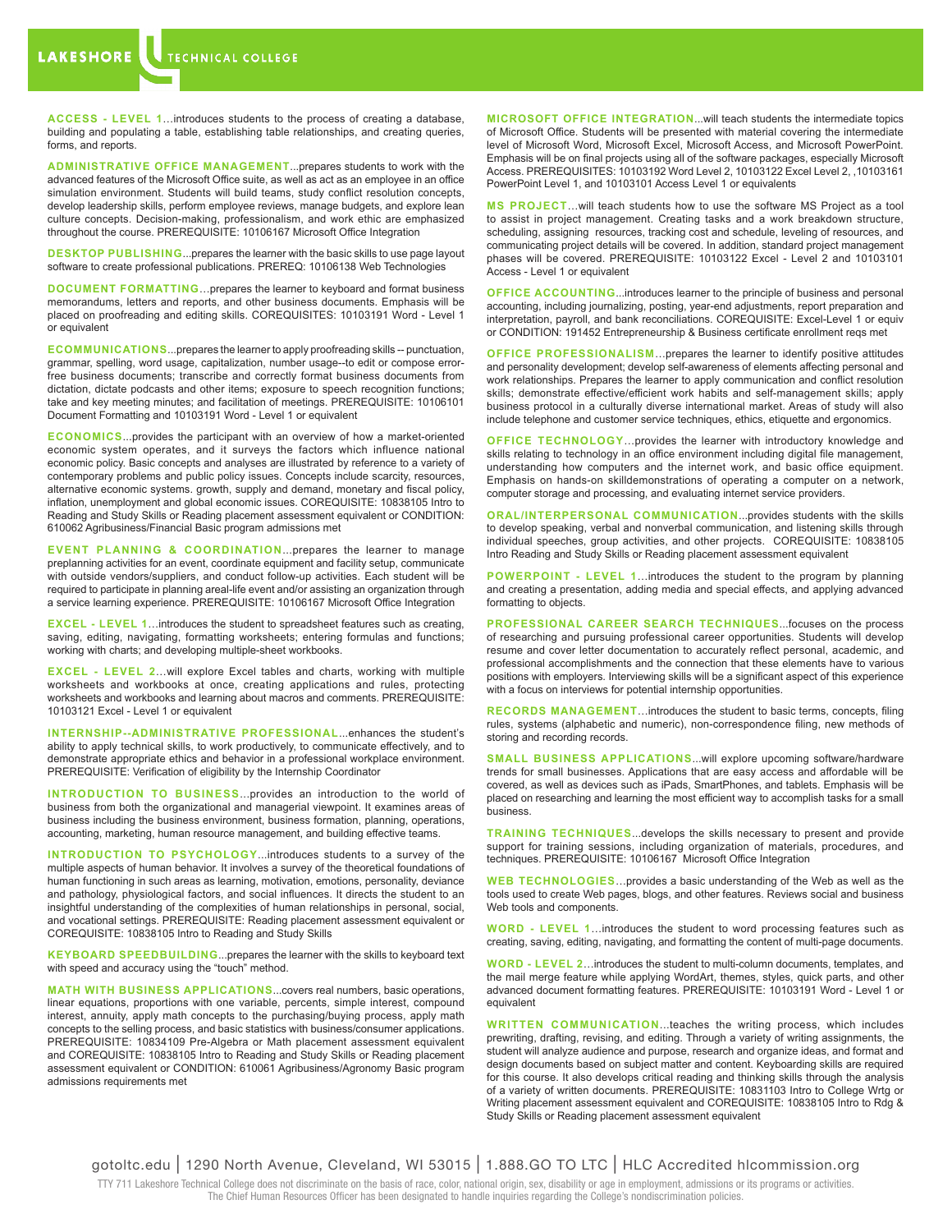**ACCESS - LEVEL 1**…introduces students to the process of creating a database, building and populating a table, establishing table relationships, and creating queries, forms, and reports.

**ADMINISTRATIVE OFFICE MANAGEMENT**...prepares students to work with the advanced features of the Microsoft Office suite, as well as act as an employee in an office simulation environment. Students will build teams, study conflict resolution concepts, develop leadership skills, perform employee reviews, manage budgets, and explore lean culture concepts. Decision-making, professionalism, and work ethic are emphasized throughout the course. PREREQUISITE: 10106167 Microsoft Office Integration

**DESKTOP PUBLISHING**...prepares the learner with the basic skills to use page layout software to create professional publications. PREREQ: 10106138 Web Technologies

**DOCUMENT FORMATTING**…prepares the learner to keyboard and format business memorandums, letters and reports, and other business documents. Emphasis will be placed on proofreading and editing skills. COREQUISITES: 10103191 Word - Level 1 or equivalent

**ECOMMUNICATIONS**...prepares the learner to apply proofreading skills -- punctuation, grammar, spelling, word usage, capitalization, number usage--to edit or compose error-free business documents; transcribe and correctly format business documents from dictation, dictate podcasts and other items; exposure to speech recognition functions; take and key meeting minutes; and facilitation of meetings. PREREQUISITE: 10106101 Document Formatting and 10103191 Word - Level 1 or equivalent

**ECONOMICS**...provides the participant with an overview of how a market-oriented economic system operates, and it surveys the factors which influence national economic policy. Basic concepts and analyses are illustrated by reference to a variety of contemporary problems and public policy issues. Concepts include scarcity, resources, alternative economic systems. growth, supply and demand, monetary and fiscal policy, inflation, unemployment and global economic issues. COREQUISITE: 10838105 Intro to Reading and Study Skills or Reading placement assessment equivalent or CONDITION: 610062 Agribusiness/Financial Basic program admissions met

**EVENT PLANNING & COORDINATION**...prepares the learner to manage preplanning activities for an event, coordinate equipment and facility setup, communicate with outside vendors/suppliers, and conduct follow-up activities. Each student will be required to participate in planning areal-life event and/or assisting an organization through a service learning experience. PREREQUISITE: 10106167 Microsoft Office Integration

**EXCEL - LEVEL 1**…introduces the student to spreadsheet features such as creating, saving, editing, navigating, formatting worksheets; entering formulas and functions; working with charts; and developing multiple-sheet workbooks.

**EXCEL - LEVEL 2**…will explore Excel tables and charts, working with multiple worksheets and workbooks at once, creating applications and rules, protecting worksheets and workbooks and learning about macros and comments. PREREQUISITE: 10103121 Excel - Level 1 or equivalent

**INTERNSHIP--ADMINISTRATIVE PROFESSIONAL**...enhances the student's ability to apply technical skills, to work productively, to communicate effectively, and to demonstrate appropriate ethics and behavior in a professional workplace environment. PREREQUISITE: Verification of eligibility by the Internship Coordinator

**INTRODUCTION TO BUSINESS**...provides an introduction to the world of business from both the organizational and managerial viewpoint. It examines areas of business including the business environment, business formation, planning, operations, accounting, marketing, human resource management, and building effective teams.

**INTRODUCTION TO PSYCHOLOGY**...introduces students to a survey of the multiple aspects of human behavior. It involves a survey of the theoretical foundations of human functioning in such areas as learning, motivation, emotions, personality, deviance and pathology, physiological factors, and social influences. It directs the student to an insightful understanding of the complexities of human relationships in personal, social, and vocational settings. PREREQUISITE: Reading placement assessment equivalent or COREQUISITE: 10838105 Intro to Reading and Study Skills

**KEYBOARD SPEEDBUILDING**...prepares the learner with the skills to keyboard text with speed and accuracy using the "touch" method.

**MATH WITH BUSINESS APPLICATIONS**...covers real numbers, basic operations, linear equations, proportions with one variable, percents, simple interest, compound interest, annuity, apply math concepts to the purchasing/buying process, apply math concepts to the selling process, and basic statistics with business/consumer applications. PREREQUISITE: 10834109 Pre-Algebra or Math placement assessment equivalent and COREQUISITE: 10838105 Intro to Reading and Study Skills or Reading placement assessment equivalent or CONDITION: 610061 Agribusiness/Agronomy Basic program admissions requirements met

**MICROSOFT OFFICE INTEGRATION**...will teach students the intermediate topics of Microsoft Office. Students will be presented with material covering the intermediate level of Microsoft Word, Microsoft Excel, Microsoft Access, and Microsoft PowerPoint. Emphasis will be on final projects using all of the software packages, especially Microsoft Access. PREREQUISITES: 10103192 Word Level 2, 10103122 Excel Level 2, ,10103161 PowerPoint Level 1, and 10103101 Access Level 1 or equivalents

**MS PROJECT**…will teach students how to use the software MS Project as a tool to assist in project management. Creating tasks and a work breakdown structure, scheduling, assigning resources, tracking cost and schedule, leveling of resources, and communicating project details will be covered. In addition, standard project management phases will be covered. PREREQUISITE: 10103122 Excel - Level 2 and 10103101 Access - Level 1 or equivalent

**OFFICE ACCOUNTING**...introduces learner to the principle of business and personal accounting, including journalizing, posting, year-end adjustments, report preparation and interpretation, payroll, and bank reconciliations. COREQUISITE: Excel-Level 1 or equiv or CONDITION: 191452 Entrepreneurship & Business certificate enrollment reqs met

**OFFICE PROFESSIONALISM**…prepares the learner to identify positive attitudes and personality development; develop self-awareness of elements affecting personal and work relationships. Prepares the learner to apply communication and conflict resolution skills; demonstrate effective/efficient work habits and self-management skills; apply business protocol in a culturally diverse international market. Areas of study will also include telephone and customer service techniques, ethics, etiquette and ergonomics.

**OFFICE TECHNOLOGY**…provides the learner with introductory knowledge and skills relating to technology in an office environment including digital file management, understanding how computers and the internet work, and basic office equipment. Emphasis on hands-on skilldemonstrations of operating a computer on a network, computer storage and processing, and evaluating internet service providers.

**ORAL/INTERPERSONAL COMMUNICATION**...provides students with the skills to develop speaking, verbal and nonverbal communication, and listening skills through individual speeches, group activities, and other projects. COREQUISITE: 10838105 Intro Reading and Study Skills or Reading placement assessment equivalent

**POWERPOINT - LEVEL 1**…introduces the student to the program by planning and creating a presentation, adding media and special effects, and applying advanced formatting to objects.

**PROFESSIONAL CAREER SEARCH TECHNIQUES**...focuses on the process of researching and pursuing professional career opportunities. Students will develop resume and cover letter documentation to accurately reflect personal, academic, and professional accomplishments and the connection that these elements have to various positions with employers. Interviewing skills will be a significant aspect of this experience with a focus on interviews for potential internship opportunities.

**RECORDS MANAGEMENT**…introduces the student to basic terms, concepts, filing rules, systems (alphabetic and numeric), non-correspondence filing, new methods of storing and recording records.

**SMALL BUSINESS APPLICATIONS**...will explore upcoming software/hardware trends for small businesses. Applications that are easy access and affordable will be covered, as well as devices such as iPads, SmartPhones, and tablets. Emphasis will be placed on researching and learning the most efficient way to accomplish tasks for a small business.

**TRAINING TECHNIQUES**...develops the skills necessary to present and provide support for training sessions, including organization of materials, procedures, and techniques. PREREQUISITE: 10106167 Microsoft Office Integration

**WEB TECHNOLOGIES**…provides a basic understanding of the Web as well as the tools used to create Web pages, blogs, and other features. Reviews social and business Web tools and components.

**WORD - LEVEL 1**…introduces the student to word processing features such as creating, saving, editing, navigating, and formatting the content of multi-page documents.

**WORD - LEVEL 2**…introduces the student to multi-column documents, templates, and the mail merge feature while applying WordArt, themes, styles, quick parts, and other advanced document formatting features. PREREQUISITE: 10103191 Word - Level 1 or equivalent

**WRITTEN COMMUNICATION**…teaches the writing process, which includes prewriting, drafting, revising, and editing. Through a variety of writing assignments, the student will analyze audience and purpose, research and organize ideas, and format and design documents based on subject matter and content. Keyboarding skills are required for this course. It also develops critical reading and thinking skills through the analysis of a variety of written documents. PREREQUISITE: 10831103 Intro to College Wrtg or Writing placement assessment equivalent and COREQUISITE: 10838105 Intro to Rdg & Study Skills or Reading placement assessment equivalent

gotoltc.edu | 1290 North Avenue, Cleveland, WI 53015 | 1.888.GO TO LTC | HLC Accredited hlcommission.org

TTY 711 Lakeshore Technical College does not discriminate on the basis of race, color, national origin, sex, disability or age in employment, admissions or its programs or activities. The Chief Human Resources Officer has been designated to handle inquiries regarding the College's nondiscrimination policies.